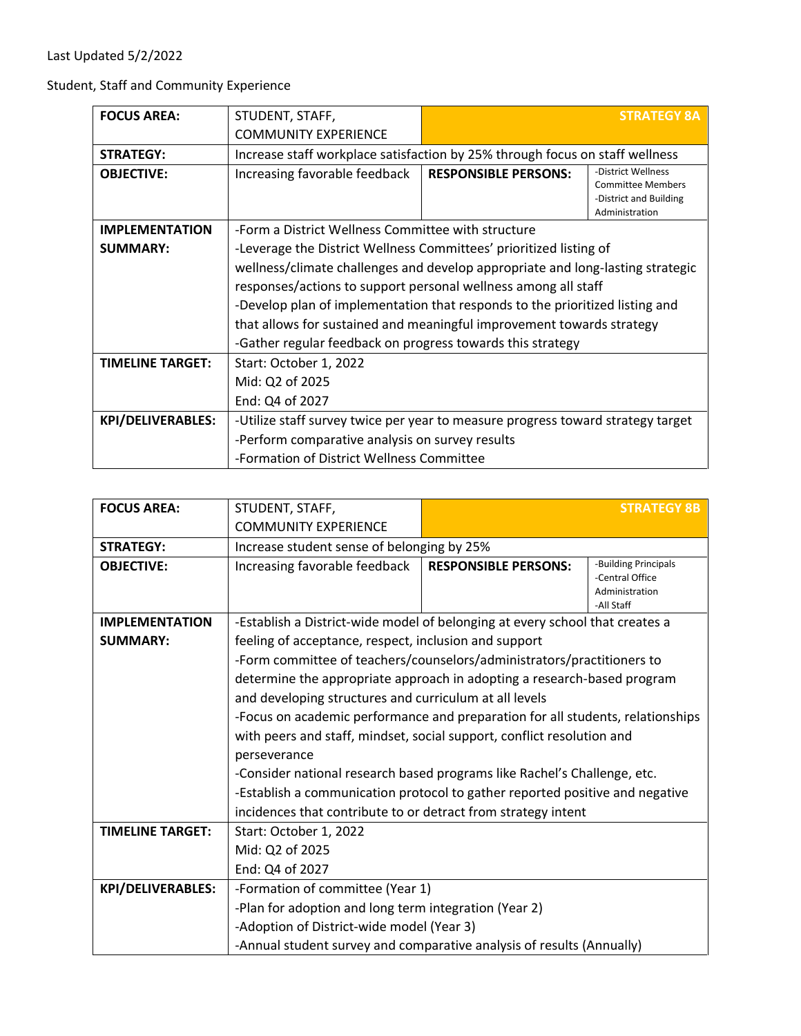Last Updated 5/2/2022

Student, Staff and Community Experience

| FOCUS AREA: | STUDENT, STAFF, COMMUNITY EXPERIENCE | | STRATEGY 8A |
|---|---|---|---|
| STRATEGY: | Increase staff workplace satisfaction by 25% through focus on staff wellness | | |
| OBJECTIVE: | Increasing favorable feedback | RESPONSIBLE PERSONS: | -District Wellness Committee Members<br>-District and Building Administration |
| IMPLEMENTATION SUMMARY: | -Form a District Wellness Committee with structure<br>-Leverage the District Wellness Committees' prioritized listing of wellness/climate challenges and develop appropriate and long-lasting strategic responses/actions to support personal wellness among all staff<br>-Develop plan of implementation that responds to the prioritized listing and that allows for sustained and meaningful improvement towards strategy<br>-Gather regular feedback on progress towards this strategy | | |
| TIMELINE TARGET: | Start: October 1, 2022<br>Mid: Q2 of 2025<br>End: Q4 of 2027 | | |
| KPI/DELIVERABLES: | -Utilize staff survey twice per year to measure progress toward strategy target<br>-Perform comparative analysis on survey results<br>-Formation of District Wellness Committee | | |

| FOCUS AREA: | STUDENT, STAFF, COMMUNITY EXPERIENCE | | STRATEGY 8B |
|---|---|---|---|
| STRATEGY: | Increase student sense of belonging by 25% | | |
| OBJECTIVE: | Increasing favorable feedback | RESPONSIBLE PERSONS: | -Building Principals<br>-Central Office Administration<br>-All Staff |
| IMPLEMENTATION SUMMARY: | -Establish a District-wide model of belonging at every school that creates a feeling of acceptance, respect, inclusion and support<br>-Form committee of teachers/counselors/administrators/practitioners to determine the appropriate approach in adopting a research-based program and developing structures and curriculum at all levels<br>-Focus on academic performance and preparation for all students, relationships with peers and staff, mindset, social support, conflict resolution and perseverance<br>-Consider national research based programs like Rachel's Challenge, etc.<br>-Establish a communication protocol to gather reported positive and negative incidences that contribute to or detract from strategy intent | | |
| TIMELINE TARGET: | Start: October 1, 2022<br>Mid: Q2 of 2025<br>End: Q4 of 2027 | | |
| KPI/DELIVERABLES: | -Formation of committee (Year 1)<br>-Plan for adoption and long term integration (Year 2)<br>-Adoption of District-wide model (Year 3)<br>-Annual student survey and comparative analysis of results (Annually) | | |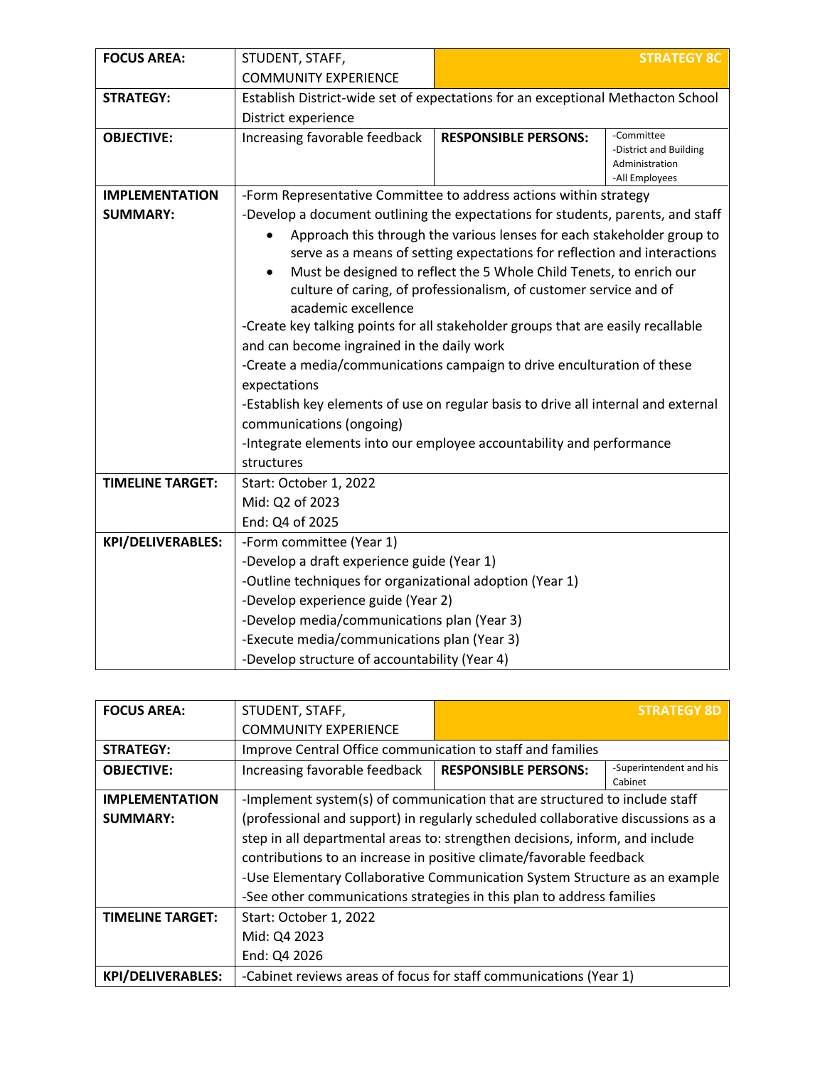| FOCUS AREA: | STUDENT, STAFF, COMMUNITY EXPERIENCE | | **STRATEGY 8C** |
|---|---|---|---|
| **STRATEGY:** | Establish District-wide set of expectations for an exceptional Methacton School District experience | | |
| **OBJECTIVE:** | Increasing favorable feedback | **RESPONSIBLE PERSONS:** | -Committee<br>-District and Building Administration<br>-All Employees |
| **IMPLEMENTATION SUMMARY:** | -Form Representative Committee to address actions within strategy<br>-Develop a document outlining the expectations for students, parents, and staff<br>• Approach this through the various lenses for each stakeholder group to serve as a means of setting expectations for reflection and interactions<br>• Must be designed to reflect the 5 Whole Child Tenets, to enrich our culture of caring, of professionalism, of customer service and of academic excellence<br>-Create key talking points for all stakeholder groups that are easily recallable and can become ingrained in the daily work<br>-Create a media/communications campaign to drive enculturation of these expectations<br>-Establish key elements of use on regular basis to drive all internal and external communications (ongoing)<br>-Integrate elements into our employee accountability and performance structures | | |
| **TIMELINE TARGET:** | Start: October 1, 2022<br>Mid: Q2 of 2023<br>End: Q4 of 2025 | | |
| **KPI/DELIVERABLES:** | -Form committee (Year 1)<br>-Develop a draft experience guide (Year 1)<br>-Outline techniques for organizational adoption (Year 1)<br>-Develop experience guide (Year 2)<br>-Develop media/communications plan (Year 3)<br>-Execute media/communications plan (Year 3)<br>-Develop structure of accountability (Year 4) | | |

| FOCUS AREA: | STUDENT, STAFF, COMMUNITY EXPERIENCE | | **STRATEGY 8D** |
|---|---|---|---|
| **STRATEGY:** | Improve Central Office communication to staff and families | | |
| **OBJECTIVE:** | Increasing favorable feedback | **RESPONSIBLE PERSONS:** | -Superintendent and his Cabinet |
| **IMPLEMENTATION SUMMARY:** | -Implement system(s) of communication that are structured to include staff (professional and support) in regularly scheduled collaborative discussions as a step in all departmental areas to: strengthen decisions, inform, and include contributions to an increase in positive climate/favorable feedback<br>-Use Elementary Collaborative Communication System Structure as an example<br>-See other communications strategies in this plan to address families | | |
| **TIMELINE TARGET:** | Start: October 1, 2022<br>Mid: Q4 2023<br>End: Q4 2026 | | |
| **KPI/DELIVERABLES:** | -Cabinet reviews areas of focus for staff communications (Year 1) | | |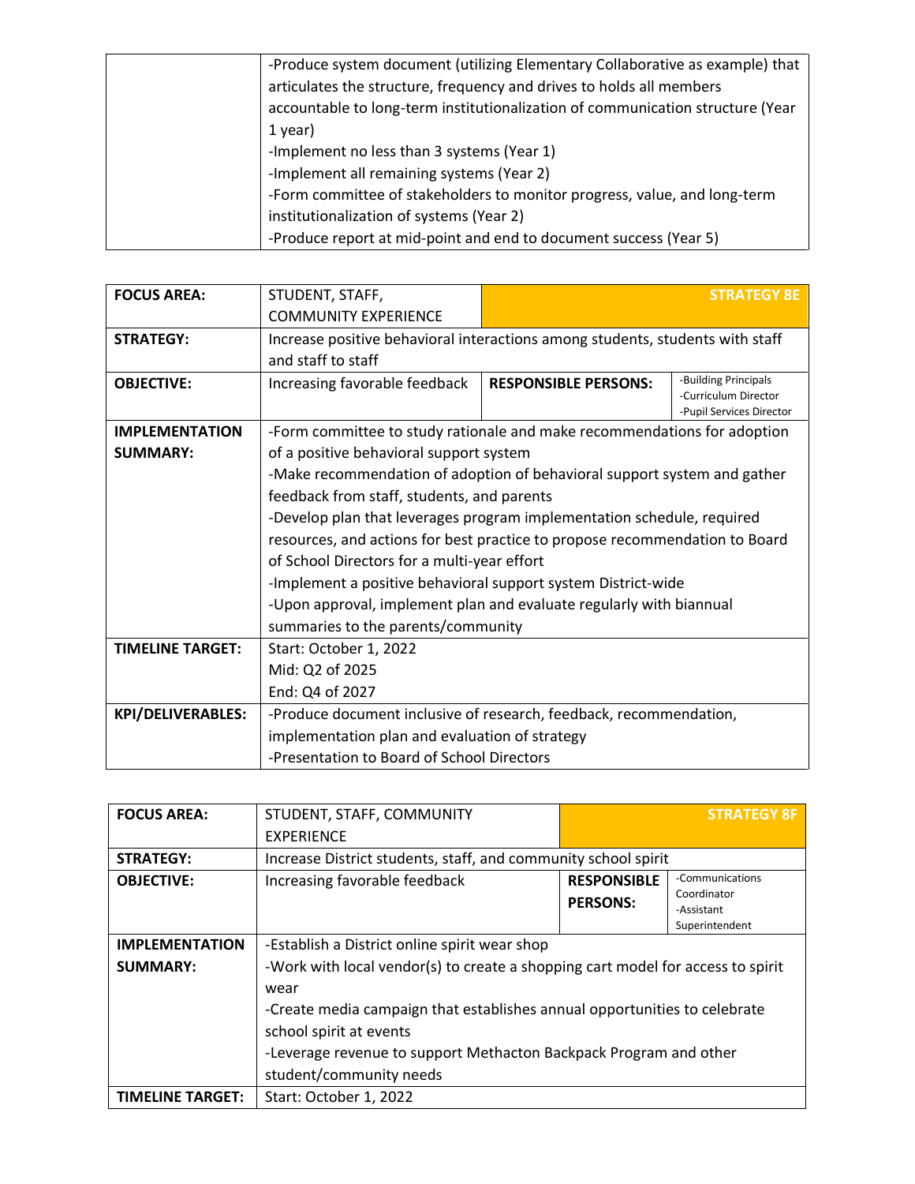| | |
|---|---|
| | -Produce system document (utilizing Elementary Collaborative as example) that articulates the structure, frequency and drives to holds all members accountable to long-term institutionalization of communication structure (Year 1 year)<br>-Implement no less than 3 systems (Year 1)<br>-Implement all remaining systems (Year 2)<br>-Form committee of stakeholders to monitor progress, value, and long-term institutionalization of systems (Year 2)<br>-Produce report at mid-point and end to document success (Year 5) |

| **FOCUS AREA:** | STUDENT, STAFF, COMMUNITY EXPERIENCE | | **STRATEGY 8E** |
|---|---|---|---|
| **STRATEGY:** | Increase positive behavioral interactions among students, students with staff and staff to staff | | |
| **OBJECTIVE:** | Increasing favorable feedback | **RESPONSIBLE PERSONS:** | -Building Principals<br>-Curriculum Director<br>-Pupil Services Director |
| **IMPLEMENTATION SUMMARY:** | -Form committee to study rationale and make recommendations for adoption of a positive behavioral support system<br>-Make recommendation of adoption of behavioral support system and gather feedback from staff, students, and parents<br>-Develop plan that leverages program implementation schedule, required resources, and actions for best practice to propose recommendation to Board of School Directors for a multi-year effort<br>-Implement a positive behavioral support system District-wide<br>-Upon approval, implement plan and evaluate regularly with biannual summaries to the parents/community | | |
| **TIMELINE TARGET:** | Start: October 1, 2022<br>Mid: Q2 of 2025<br>End: Q4 of 2027 | | |
| **KPI/DELIVERABLES:** | -Produce document inclusive of research, feedback, recommendation, implementation plan and evaluation of strategy<br>-Presentation to Board of School Directors | | |

| **FOCUS AREA:** | STUDENT, STAFF, COMMUNITY EXPERIENCE | | **STRATEGY 8F** |
|---|---|---|---|
| **STRATEGY:** | Increase District students, staff, and community school spirit | | |
| **OBJECTIVE:** | Increasing favorable feedback | **RESPONSIBLE PERSONS:** | -Communications Coordinator<br>-Assistant Superintendent |
| **IMPLEMENTATION SUMMARY:** | -Establish a District online spirit wear shop<br>-Work with local vendor(s) to create a shopping cart model for access to spirit wear<br>-Create media campaign that establishes annual opportunities to celebrate school spirit at events<br>-Leverage revenue to support Methacton Backpack Program and other student/community needs | | |
| **TIMELINE TARGET:** | Start: October 1, 2022 | | |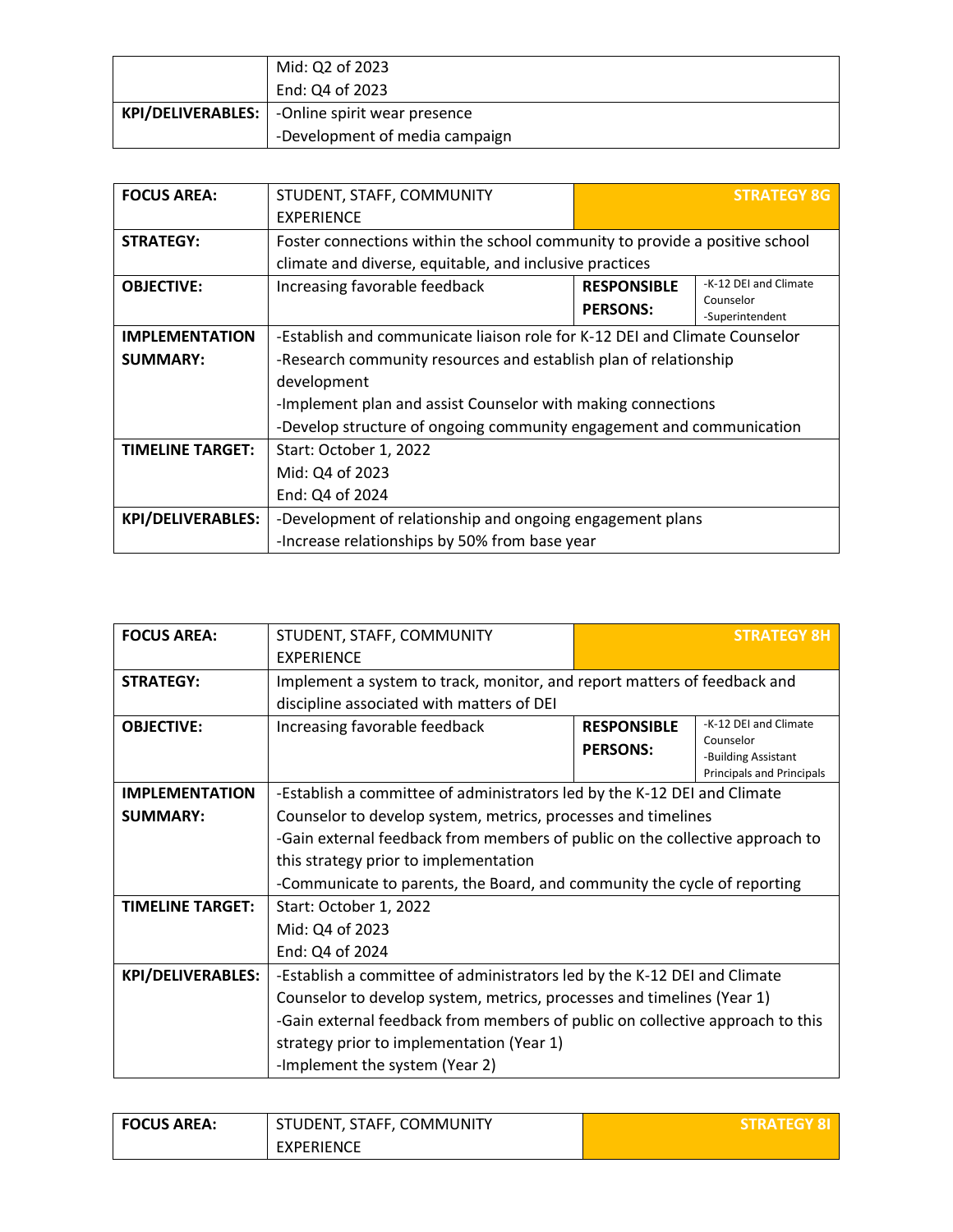| | |
|---|---|
| | Mid: Q2 of 2023<br>End: Q4 of 2023 |
| **KPI/DELIVERABLES:** | -Online spirit wear presence<br>-Development of media campaign |

| **FOCUS AREA:** | STUDENT, STAFF, COMMUNITY EXPERIENCE | | **STRATEGY 8G** |
|---|---|---|---|
| **STRATEGY:** | Foster connections within the school community to provide a positive school climate and diverse, equitable, and inclusive practices | | |
| **OBJECTIVE:** | Increasing favorable feedback | **RESPONSIBLE PERSONS:** | -K-12 DEI and Climate Counselor<br>-Superintendent |
| **IMPLEMENTATION SUMMARY:** | -Establish and communicate liaison role for K-12 DEI and Climate Counselor<br>-Research community resources and establish plan of relationship development<br>-Implement plan and assist Counselor with making connections<br>-Develop structure of ongoing community engagement and communication | | |
| **TIMELINE TARGET:** | Start: October 1, 2022<br>Mid: Q4 of 2023<br>End: Q4 of 2024 | | |
| **KPI/DELIVERABLES:** | -Development of relationship and ongoing engagement plans<br>-Increase relationships by 50% from base year | | |

| **FOCUS AREA:** | STUDENT, STAFF, COMMUNITY EXPERIENCE | | **STRATEGY 8H** |
|---|---|---|---|
| **STRATEGY:** | Implement a system to track, monitor, and report matters of feedback and discipline associated with matters of DEI | | |
| **OBJECTIVE:** | Increasing favorable feedback | **RESPONSIBLE PERSONS:** | -K-12 DEI and Climate Counselor<br>-Building Assistant Principals and Principals |
| **IMPLEMENTATION SUMMARY:** | -Establish a committee of administrators led by the K-12 DEI and Climate Counselor to develop system, metrics, processes and timelines<br>-Gain external feedback from members of public on the collective approach to this strategy prior to implementation<br>-Communicate to parents, the Board, and community the cycle of reporting | | |
| **TIMELINE TARGET:** | Start: October 1, 2022<br>Mid: Q4 of 2023<br>End: Q4 of 2024 | | |
| **KPI/DELIVERABLES:** | -Establish a committee of administrators led by the K-12 DEI and Climate Counselor to develop system, metrics, processes and timelines (Year 1)<br>-Gain external feedback from members of public on collective approach to this strategy prior to implementation (Year 1)<br>-Implement the system (Year 2) | | |

| **FOCUS AREA:** | STUDENT, STAFF, COMMUNITY EXPERIENCE | **STRATEGY 8I** |
|---|---|---|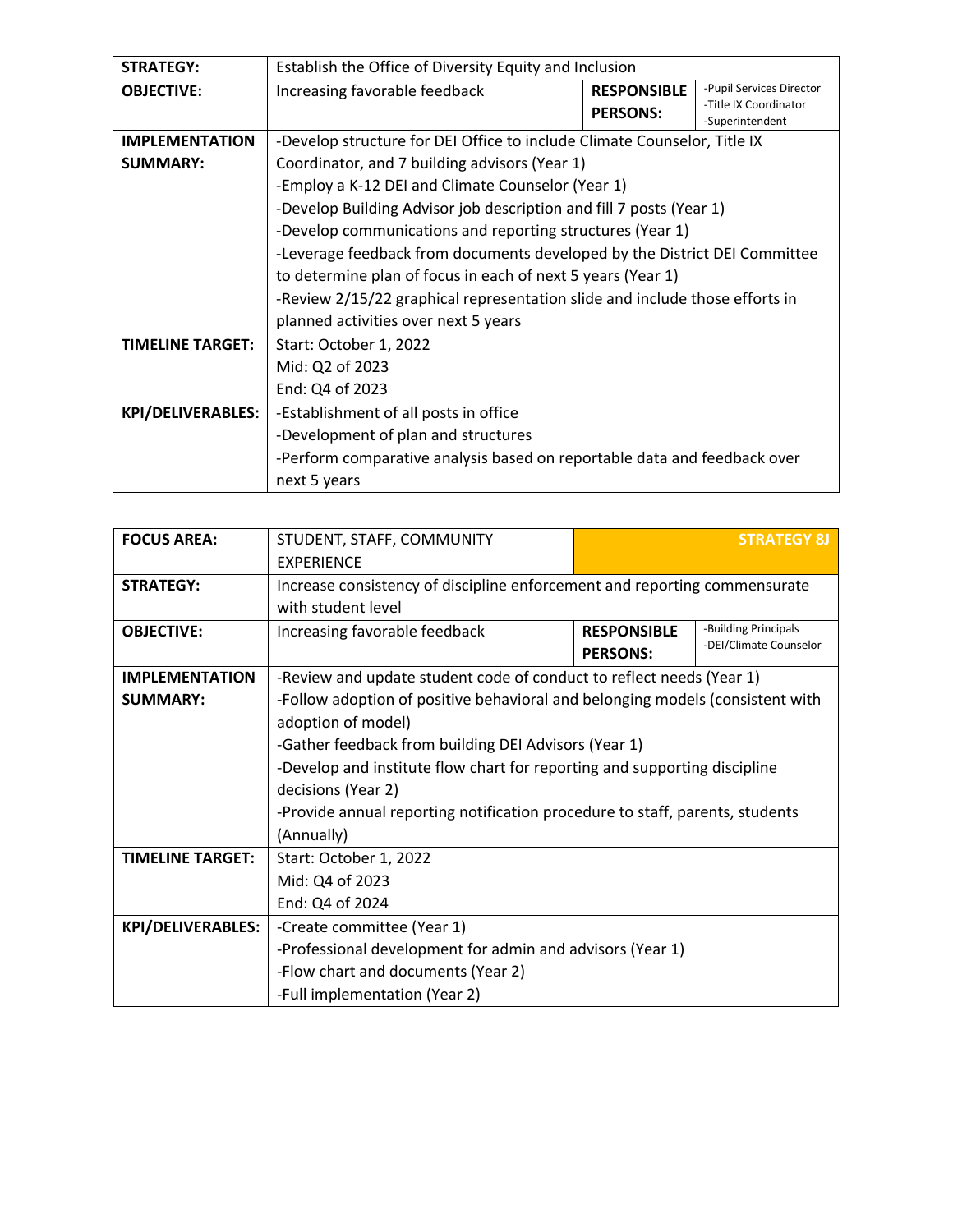| | | | |
|---|---|---|---|
| **STRATEGY:** | Establish the Office of Diversity Equity and Inclusion | | |
| **OBJECTIVE:** | Increasing favorable feedback | **RESPONSIBLE PERSONS:** | -Pupil Services Director<br>-Title IX Coordinator<br>-Superintendent |
| **IMPLEMENTATION SUMMARY:** | -Develop structure for DEI Office to include Climate Counselor, Title IX Coordinator, and 7 building advisors (Year 1)<br>-Employ a K-12 DEI and Climate Counselor (Year 1)<br>-Develop Building Advisor job description and fill 7 posts (Year 1)<br>-Develop communications and reporting structures (Year 1)<br>-Leverage feedback from documents developed by the District DEI Committee to determine plan of focus in each of next 5 years (Year 1)<br>-Review 2/15/22 graphical representation slide and include those efforts in planned activities over next 5 years | | |
| **TIMELINE TARGET:** | Start: October 1, 2022<br>Mid: Q2 of 2023<br>End: Q4 of 2023 | | |
| **KPI/DELIVERABLES:** | -Establishment of all posts in office<br>-Development of plan and structures<br>-Perform comparative analysis based on reportable data and feedback over next 5 years | | |

| | | | |
|---|---|---|---|
| **FOCUS AREA:** | STUDENT, STAFF, COMMUNITY EXPERIENCE | | **STRATEGY 8J** |
| **STRATEGY:** | Increase consistency of discipline enforcement and reporting commensurate with student level | | |
| **OBJECTIVE:** | Increasing favorable feedback | **RESPONSIBLE PERSONS:** | -Building Principals<br>-DEI/Climate Counselor |
| **IMPLEMENTATION SUMMARY:** | -Review and update student code of conduct to reflect needs (Year 1)<br>-Follow adoption of positive behavioral and belonging models (consistent with adoption of model)<br>-Gather feedback from building DEI Advisors (Year 1)<br>-Develop and institute flow chart for reporting and supporting discipline decisions (Year 2)<br>-Provide annual reporting notification procedure to staff, parents, students (Annually) | | |
| **TIMELINE TARGET:** | Start: October 1, 2022<br>Mid: Q4 of 2023<br>End: Q4 of 2024 | | |
| **KPI/DELIVERABLES:** | -Create committee (Year 1)<br>-Professional development for admin and advisors (Year 1)<br>-Flow chart and documents (Year 2)<br>-Full implementation (Year 2) | | |